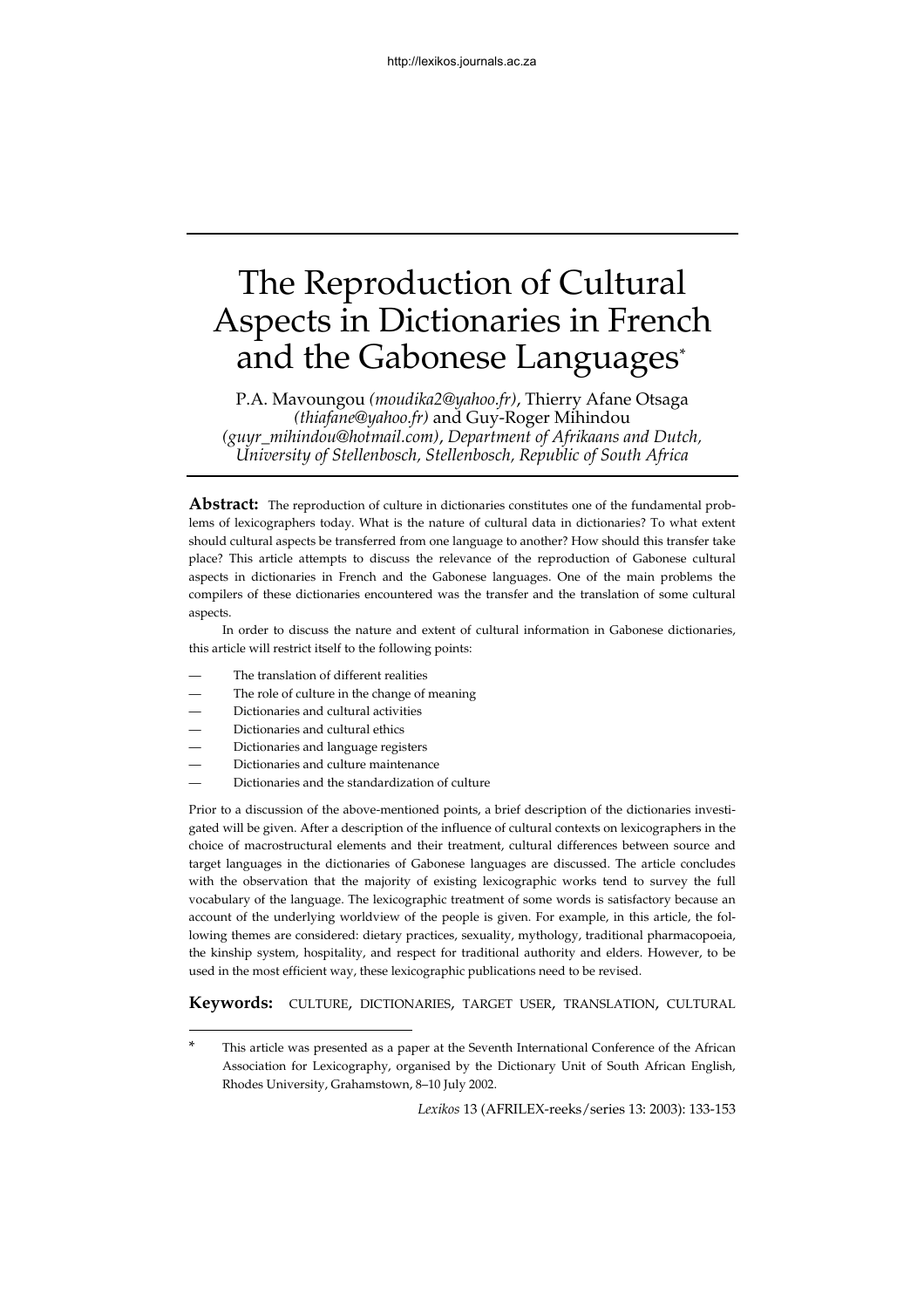# The Reproduction of Cultural Aspects in Dictionaries in French and the Gabonese Languages*

P.A. Mavoungou *(moudika2@yahoo.fr)*, Thierry Afane Otsaga *(thiafane@yahoo.fr)* and Guy-Roger Mihindou *(guyr_mihindou@hotmail.com)*, *Department of Afrikaans and Dutch, University of Stellenbosch, Stellenbosch, Republic of South Africa*

**Abstract:** The reproduction of culture in dictionaries constitutes one of the fundamental problems of lexicographers today. What is the nature of cultural data in dictionaries? To what extent should cultural aspects be transferred from one language to another? How should this transfer take place? This article attempts to discuss the relevance of the reproduction of Gabonese cultural aspects in dictionaries in French and the Gabonese languages. One of the main problems the compilers of these dictionaries encountered was the transfer and the translation of some cultural aspects.

In order to discuss the nature and extent of cultural information in Gabonese dictionaries, this article will restrict itself to the following points:

— The translation of different realities
— The role of culture in the change of meaning
— Dictionaries and cultural activities
— Dictionaries and cultural ethics
— Dictionaries and language registers
— Dictionaries and culture maintenance
— Dictionaries and the standardization of culture

Prior to a discussion of the above-mentioned points, a brief description of the dictionaries investigated will be given. After a description of the influence of cultural contexts on lexicographers in the choice of macrostructural elements and their treatment, cultural differences between source and target languages in the dictionaries of Gabonese languages are discussed. The article concludes with the observation that the majority of existing lexicographic works tend to survey the full vocabulary of the language. The lexicographic treatment of some words is satisfactory because an account of the underlying worldview of the people is given. For example, in this article, the following themes are considered: dietary practices, sexuality, mythology, traditional pharmacopoeia, the kinship system, hospitality, and respect for traditional authority and elders. However, to be used in the most efficient way, these lexicographic publications need to be revised.

**Keywords:** CULTURE, DICTIONARIES, TARGET USER, TRANSLATION, CULTURAL

---

\* This article was presented as a paper at the Seventh International Conference of the African Association for Lexicography, organised by the Dictionary Unit of South African English, Rhodes University, Grahamstown, 8–10 July 2002.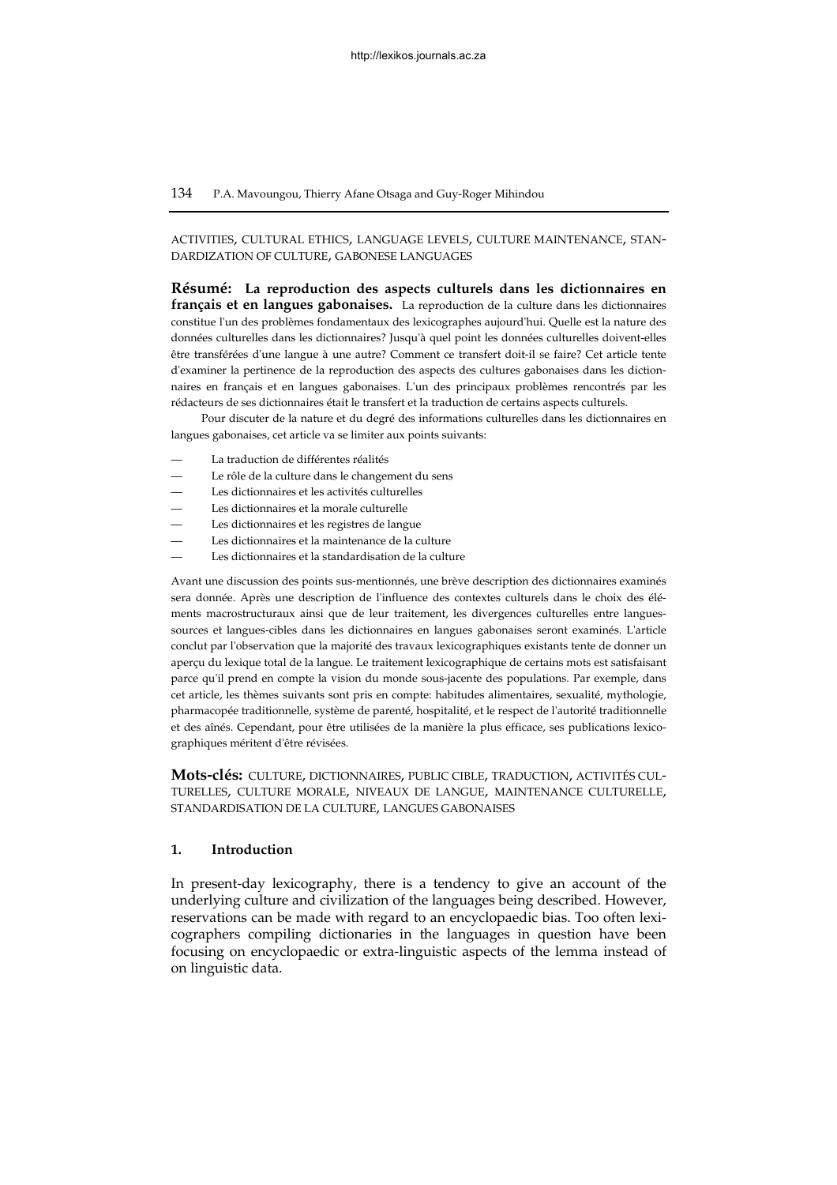ACTIVITIES, CULTURAL ETHICS, LANGUAGE LEVELS, CULTURE MAINTENANCE, STANDARDIZATION OF CULTURE, GABONESE LANGUAGES

**Résumé: La reproduction des aspects culturels dans les dictionnaires en français et en langues gabonaises.** La reproduction de la culture dans les dictionnaires constitue l'un des problèmes fondamentaux des lexicographes aujourd'hui. Quelle est la nature des données culturelles dans les dictionnaires? Jusqu'à quel point les données culturelles doivent-elles être transférées d'une langue à une autre? Comment ce transfert doit-il se faire? Cet article tente d'examiner la pertinence de la reproduction des aspects des cultures gabonaises dans les dictionnaires en français et en langues gabonaises. L'un des principaux problèmes rencontrés par les rédacteurs de ses dictionnaires était le transfert et la traduction de certains aspects culturels.

Pour discuter de la nature et du degré des informations culturelles dans les dictionnaires en langues gabonaises, cet article va se limiter aux points suivants:

— La traduction de différentes réalités
— Le rôle de la culture dans le changement du sens
— Les dictionnaires et les activités culturelles
— Les dictionnaires et la morale culturelle
— Les dictionnaires et les registres de langue
— Les dictionnaires et la maintenance de la culture
— Les dictionnaires et la standardisation de la culture

Avant une discussion des points sus-mentionnés, une brève description des dictionnaires examinés sera donnée. Après une description de l'influence des contextes culturels dans le choix des éléments macrostructuraux ainsi que de leur traitement, les divergences culturelles entre langues-sources et langues-cibles dans les dictionnaires en langues gabonaises seront examinés. L'article conclut par l'observation que la majorité des travaux lexicographiques existants tente de donner un aperçu du lexique total de la langue. Le traitement lexicographique de certains mots est satisfaisant parce qu'il prend en compte la vision du monde sous-jacente des populations. Par exemple, dans cet article, les thèmes suivants sont pris en compte: habitudes alimentaires, sexualité, mythologie, pharmacopée traditionnelle, système de parenté, hospitalité, et le respect de l'autorité traditionnelle et des aînés. Cependant, pour être utilisées de la manière la plus efficace, ses publications lexicographiques méritent d'être révisées.

**Mots-clés:** CULTURE, DICTIONNAIRES, PUBLIC CIBLE, TRADUCTION, ACTIVITÉS CULTURELLES, CULTURE MORALE, NIVEAUX DE LANGUE, MAINTENANCE CULTURELLE, STANDARDISATION DE LA CULTURE, LANGUES GABONAISES

## 1. Introduction

In present-day lexicography, there is a tendency to give an account of the underlying culture and civilization of the languages being described. However, reservations can be made with regard to an encyclopaedic bias. Too often lexicographers compiling dictionaries in the languages in question have been focusing on encyclopaedic or extra-linguistic aspects of the lemma instead of on linguistic data.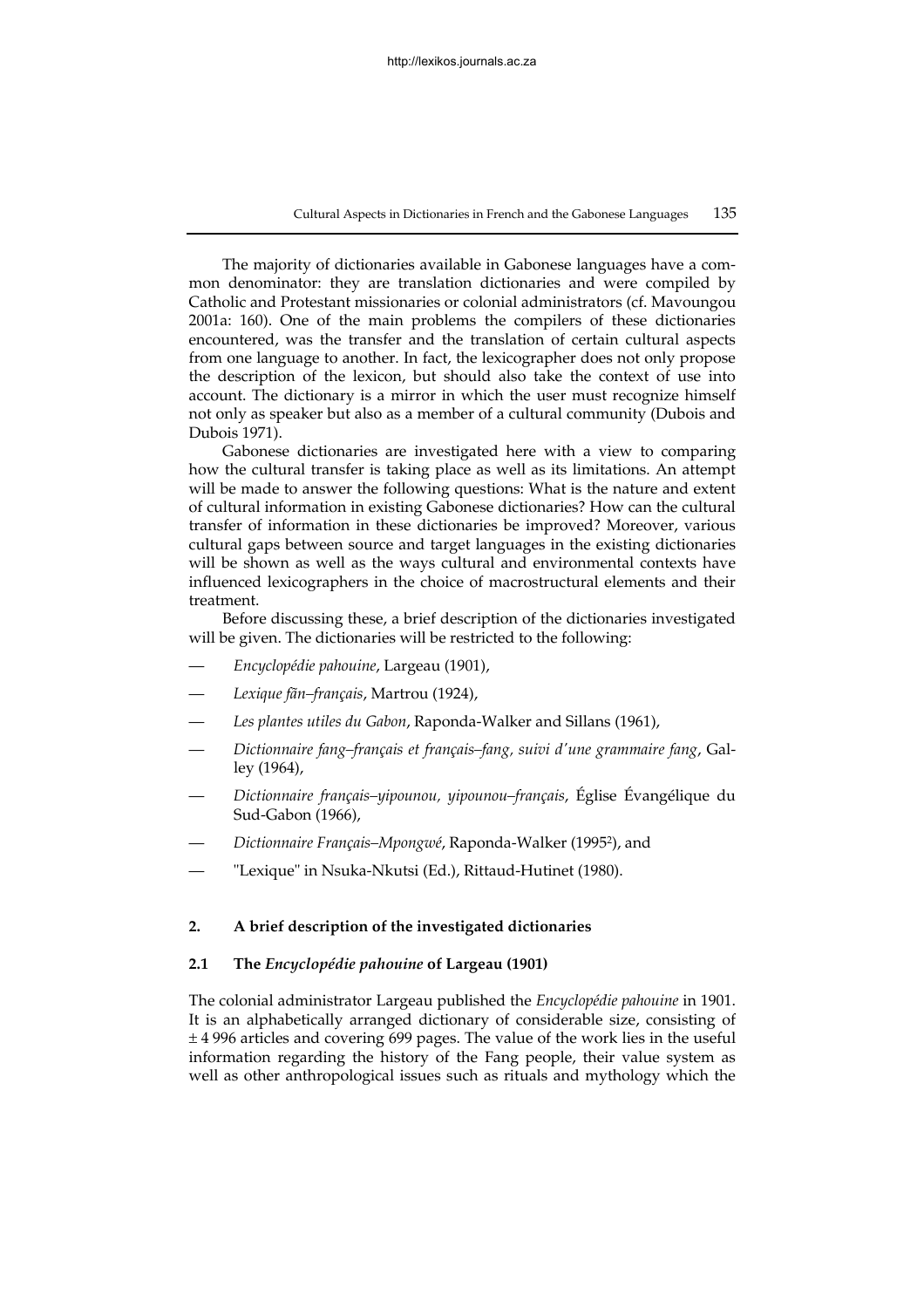The majority of dictionaries available in Gabonese languages have a common denominator: they are translation dictionaries and were compiled by Catholic and Protestant missionaries or colonial administrators (cf. Mavoungou 2001a: 160). One of the main problems the compilers of these dictionaries encountered, was the transfer and the translation of certain cultural aspects from one language to another. In fact, the lexicographer does not only propose the description of the lexicon, but should also take the context of use into account. The dictionary is a mirror in which the user must recognize himself not only as speaker but also as a member of a cultural community (Dubois and Dubois 1971).

Gabonese dictionaries are investigated here with a view to comparing how the cultural transfer is taking place as well as its limitations. An attempt will be made to answer the following questions: What is the nature and extent of cultural information in existing Gabonese dictionaries? How can the cultural transfer of information in these dictionaries be improved? Moreover, various cultural gaps between source and target languages in the existing dictionaries will be shown as well as the ways cultural and environmental contexts have influenced lexicographers in the choice of macrostructural elements and their treatment.

Before discussing these, a brief description of the dictionaries investigated will be given. The dictionaries will be restricted to the following:

— *Encyclopédie pahouine*, Largeau (1901),
— *Lexique fãn–français*, Martrou (1924),
— *Les plantes utiles du Gabon*, Raponda-Walker and Sillans (1961),
— *Dictionnaire fang–français et français–fang, suivi d'une grammaire fang*, Galley (1964),
— *Dictionnaire français–yipounou, yipounou–français*, Église Évangélique du Sud-Gabon (1966),
— *Dictionnaire Français–Mpongwé*, Raponda-Walker (1995[2]), and
— "Lexique" in Nsuka-Nkutsi (Ed.), Rittaud-Hutinet (1980).

## 2. A brief description of the investigated dictionaries

### 2.1 The *Encyclopédie pahouine* of Largeau (1901)

The colonial administrator Largeau published the *Encyclopédie pahouine* in 1901. It is an alphabetically arranged dictionary of considerable size, consisting of ± 4 996 articles and covering 699 pages. The value of the work lies in the useful information regarding the history of the Fang people, their value system as well as other anthropological issues such as rituals and mythology which the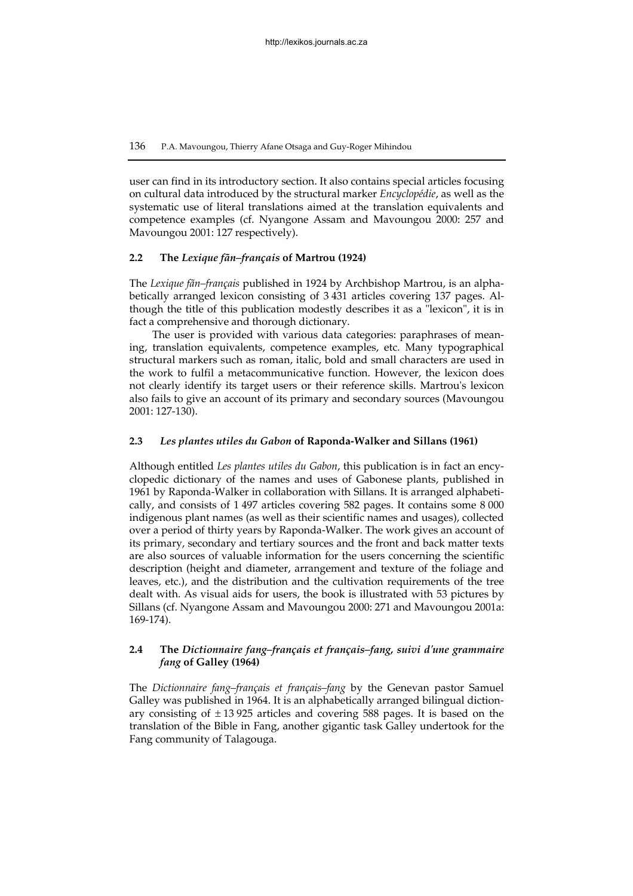user can find in its introductory section. It also contains special articles focusing on cultural data introduced by the structural marker *Encyclopédie*, as well as the systematic use of literal translations aimed at the translation equivalents and competence examples (cf. Nyangone Assam and Mavoungou 2000: 257 and Mavoungou 2001: 127 respectively).

### 2.2 The *Lexique fãn–français* of Martrou (1924)

The *Lexique fãn–français* published in 1924 by Archbishop Martrou, is an alphabetically arranged lexicon consisting of 3 431 articles covering 137 pages. Although the title of this publication modestly describes it as a "lexicon", it is in fact a comprehensive and thorough dictionary.

The user is provided with various data categories: paraphrases of meaning, translation equivalents, competence examples, etc. Many typographical structural markers such as roman, italic, bold and small characters are used in the work to fulfil a metacommunicative function. However, the lexicon does not clearly identify its target users or their reference skills. Martrou's lexicon also fails to give an account of its primary and secondary sources (Mavoungou 2001: 127-130).

### 2.3 *Les plantes utiles du Gabon* of Raponda-Walker and Sillans (1961)

Although entitled *Les plantes utiles du Gabon*, this publication is in fact an encyclopedic dictionary of the names and uses of Gabonese plants, published in 1961 by Raponda-Walker in collaboration with Sillans. It is arranged alphabetically, and consists of 1 497 articles covering 582 pages. It contains some 8 000 indigenous plant names (as well as their scientific names and usages), collected over a period of thirty years by Raponda-Walker. The work gives an account of its primary, secondary and tertiary sources and the front and back matter texts are also sources of valuable information for the users concerning the scientific description (height and diameter, arrangement and texture of the foliage and leaves, etc.), and the distribution and the cultivation requirements of the tree dealt with. As visual aids for users, the book is illustrated with 53 pictures by Sillans (cf. Nyangone Assam and Mavoungou 2000: 271 and Mavoungou 2001a: 169-174).

### 2.4 The *Dictionnaire fang–français et français–fang, suivi d'une grammaire fang* of Galley (1964)

The *Dictionnaire fang–français et français–fang* by the Genevan pastor Samuel Galley was published in 1964. It is an alphabetically arranged bilingual dictionary consisting of ± 13 925 articles and covering 588 pages. It is based on the translation of the Bible in Fang, another gigantic task Galley undertook for the Fang community of Talagouga.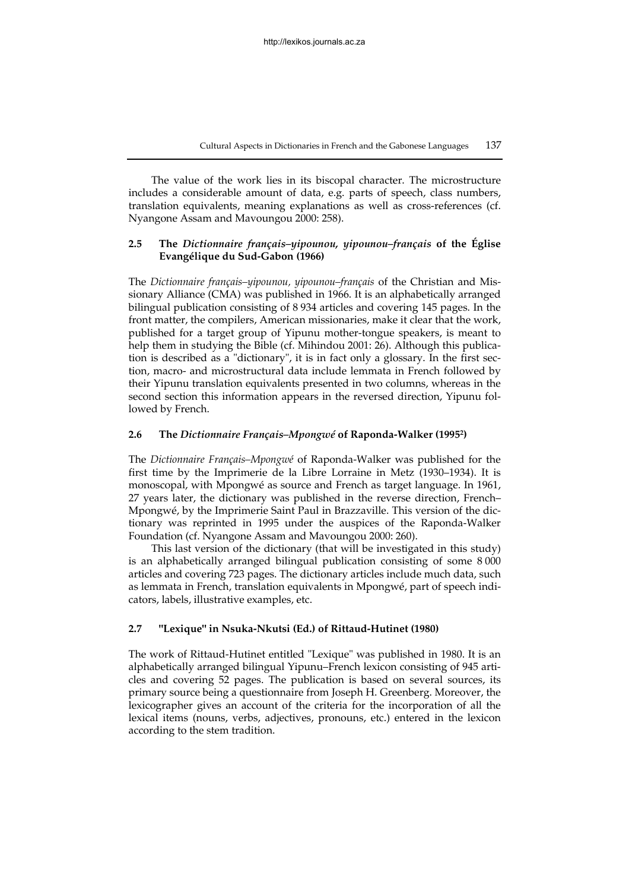The value of the work lies in its biscopal character. The microstructure includes a considerable amount of data, e.g. parts of speech, class numbers, translation equivalents, meaning explanations as well as cross-references (cf. Nyangone Assam and Mavoungou 2000: 258).

### 2.5 The *Dictionnaire français–yipounou, yipounou–français* of the Église Evangélique du Sud-Gabon (1966)

The *Dictionnaire français–yipounou, yipounou–français* of the Christian and Missionary Alliance (CMA) was published in 1966. It is an alphabetically arranged bilingual publication consisting of 8 934 articles and covering 145 pages. In the front matter, the compilers, American missionaries, make it clear that the work, published for a target group of Yipunu mother-tongue speakers, is meant to help them in studying the Bible (cf. Mihindou 2001: 26). Although this publication is described as a "dictionary", it is in fact only a glossary. In the first section, macro- and microstructural data include lemmata in French followed by their Yipunu translation equivalents presented in two columns, whereas in the second section this information appears in the reversed direction, Yipunu followed by French.

### 2.6 The *Dictionnaire Français–Mpongwé* of Raponda-Walker (1995[2])

The *Dictionnaire Français–Mpongwé* of Raponda-Walker was published for the first time by the Imprimerie de la Libre Lorraine in Metz (1930–1934). It is monoscopal, with Mpongwé as source and French as target language. In 1961, 27 years later, the dictionary was published in the reverse direction, French–Mpongwé, by the Imprimerie Saint Paul in Brazzaville. This version of the dictionary was reprinted in 1995 under the auspices of the Raponda-Walker Foundation (cf. Nyangone Assam and Mavoungou 2000: 260).

This last version of the dictionary (that will be investigated in this study) is an alphabetically arranged bilingual publication consisting of some 8 000 articles and covering 723 pages. The dictionary articles include much data, such as lemmata in French, translation equivalents in Mpongwé, part of speech indicators, labels, illustrative examples, etc.

### 2.7 "Lexique" in Nsuka-Nkutsi (Ed.) of Rittaud-Hutinet (1980)

The work of Rittaud-Hutinet entitled "Lexique" was published in 1980. It is an alphabetically arranged bilingual Yipunu–French lexicon consisting of 945 articles and covering 52 pages. The publication is based on several sources, its primary source being a questionnaire from Joseph H. Greenberg. Moreover, the lexicographer gives an account of the criteria for the incorporation of all the lexical items (nouns, verbs, adjectives, pronouns, etc.) entered in the lexicon according to the stem tradition.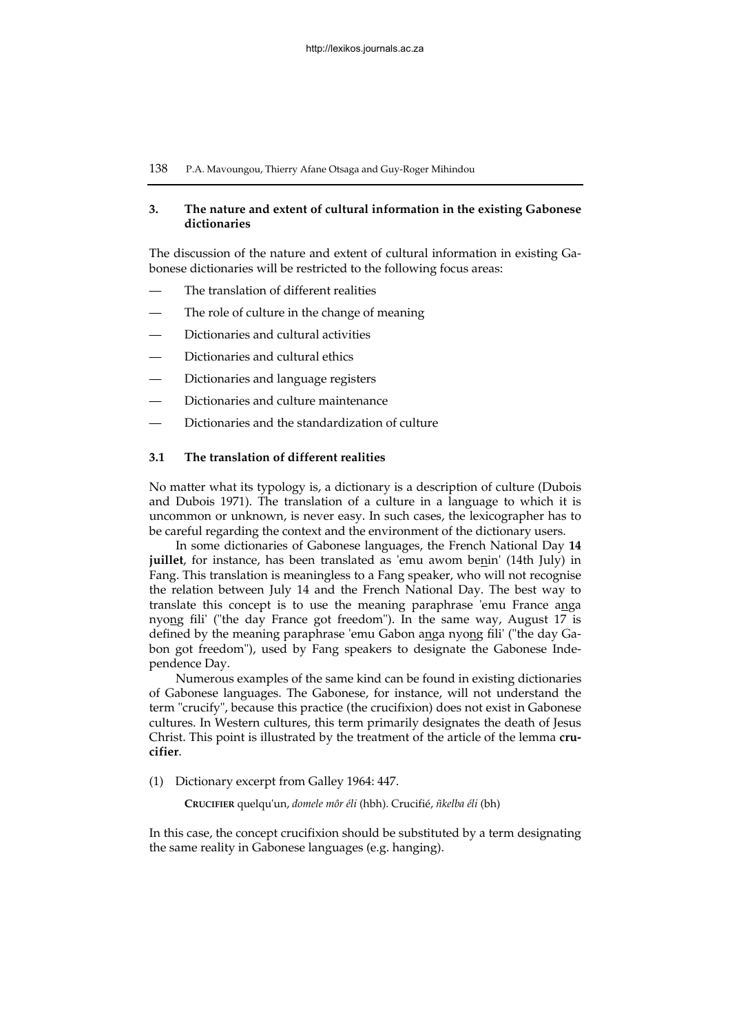## 3. The nature and extent of cultural information in the existing Gabonese dictionaries

The discussion of the nature and extent of cultural information in existing Gabonese dictionaries will be restricted to the following focus areas:

- The translation of different realities
- The role of culture in the change of meaning
- Dictionaries and cultural activities
- Dictionaries and cultural ethics
- Dictionaries and language registers
- Dictionaries and culture maintenance
- Dictionaries and the standardization of culture

### 3.1 The translation of different realities

No matter what its typology is, a dictionary is a description of culture (Dubois and Dubois 1971). The translation of a culture in a language to which it is uncommon or unknown, is never easy. In such cases, the lexicographer has to be careful regarding the context and the environment of the dictionary users.

In some dictionaries of Gabonese languages, the French National Day **14 juillet**, for instance, has been translated as 'emu awom be<u>n</u>in' (14th July) in Fang. This translation is meaningless to a Fang speaker, who will not recognise the relation between July 14 and the French National Day. The best way to translate this concept is to use the meaning paraphrase 'emu France a<u>ng</u>a nyo<u>ng</u> fili' ("the day France got freedom"). In the same way, August 17 is defined by the meaning paraphrase 'emu Gabon a<u>ng</u>a nyo<u>ng</u> fili' ("the day Gabon got freedom"), used by Fang speakers to designate the Gabonese Independence Day.

Numerous examples of the same kind can be found in existing dictionaries of Gabonese languages. The Gabonese, for instance, will not understand the term "crucify", because this practice (the crucifixion) does not exist in Gabonese cultures. In Western cultures, this term primarily designates the death of Jesus Christ. This point is illustrated by the treatment of the article of the lemma **crucifier**.

(1) Dictionary excerpt from Galley 1964: 447.

> **CRUCIFIER** quelqu'un, *domele môr éli* (hbh). Crucifié, *ñkelba éli* (bh)

In this case, the concept crucifixion should be substituted by a term designating the same reality in Gabonese languages (e.g. hanging).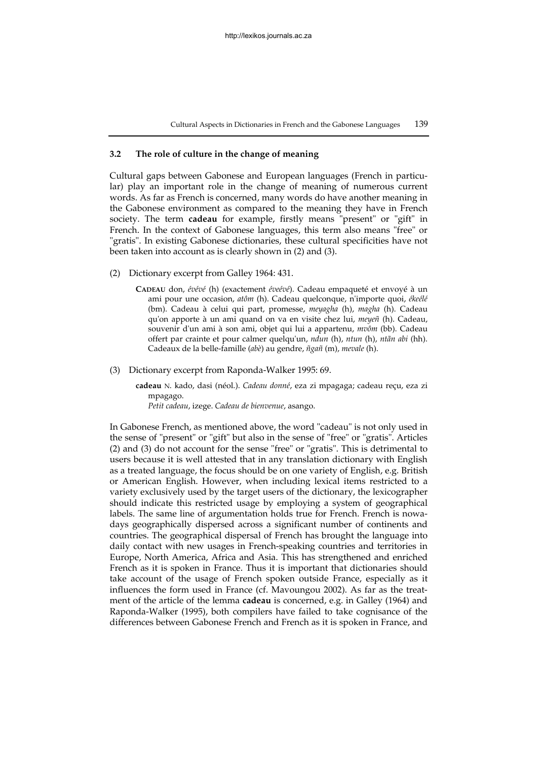### 3.2 The role of culture in the change of meaning

Cultural gaps between Gabonese and European languages (French in particular) play an important role in the change of meaning of numerous current words. As far as French is concerned, many words do have another meaning in the Gabonese environment as compared to the meaning they have in French society. The term **cadeau** for example, firstly means "present" or "gift" in French. In the context of Gabonese languages, this term also means "free" or "gratis". In existing Gabonese dictionaries, these cultural specificities have not been taken into account as is clearly shown in (2) and (3).

(2) Dictionary excerpt from Galley 1964: 431.

> **CADEAU** don, *évévé* (h) (exactement *éveévé*). Cadeau empaqueté et envoyé à un ami pour une occasion, *atôm* (h). Cadeau quelconque, n'importe quoi, *ékeélé* (bm). Cadeau à celui qui part, promesse, *meyagha* (h), *magha* (h). Cadeau qu'on apporte à un ami quand on va en visite chez lui, *meyeñ* (h). Cadeau, souvenir d'un ami à son ami, objet qui lui a appartenu, *mvôm* (bb). Cadeau offert par crainte et pour calmer quelqu'un, *ndun* (h), *ntun* (h), *ntãn abi* (hh). Cadeaux de la belle-famille (*abè*) au gendre, *ñgañ* (m), *mevale* (h).

(3) Dictionary excerpt from Raponda-Walker 1995: 69.

> **cadeau** N. kado, dasi (néol.). *Cadeau donné*, eza zi mpagaga; cadeau reçu, eza zi mpagago.
> *Petit cadeau*, izege. *Cadeau de bienvenue*, asango.

In Gabonese French, as mentioned above, the word "cadeau" is not only used in the sense of "present" or "gift" but also in the sense of "free" or "gratis". Articles (2) and (3) do not account for the sense "free" or "gratis". This is detrimental to users because it is well attested that in any translation dictionary with English as a treated language, the focus should be on one variety of English, e.g. British or American English. However, when including lexical items restricted to a variety exclusively used by the target users of the dictionary, the lexicographer should indicate this restricted usage by employing a system of geographical labels. The same line of argumentation holds true for French. French is nowadays geographically dispersed across a significant number of continents and countries. The geographical dispersal of French has brought the language into daily contact with new usages in French-speaking countries and territories in Europe, North America, Africa and Asia. This has strengthened and enriched French as it is spoken in France. Thus it is important that dictionaries should take account of the usage of French spoken outside France, especially as it influences the form used in France (cf. Mavoungou 2002). As far as the treatment of the article of the lemma **cadeau** is concerned, e.g. in Galley (1964) and Raponda-Walker (1995), both compilers have failed to take cognisance of the differences between Gabonese French and French as it is spoken in France, and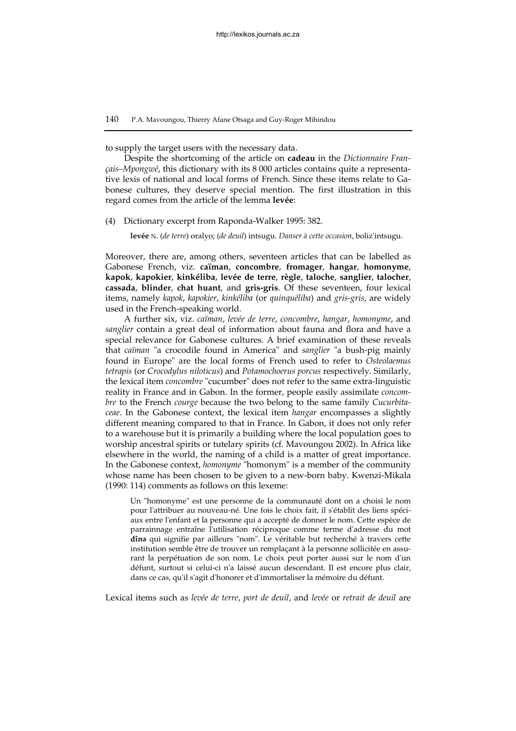to supply the target users with the necessary data.

Despite the shortcoming of the article on **cadeau** in the *Dictionnaire Français–Mpongwé*, this dictionary with its 8 000 articles contains quite a representative lexis of national and local forms of French. Since these items relate to Gabonese cultures, they deserve special mention. The first illustration in this regard comes from the article of the lemma **levée**:

(4) Dictionary excerpt from Raponda-Walker 1995: 382.

> **levée** N. (*de terre*) oralyo; (*de deuil*) intsugu. *Danser à cette occasion*, boliz'intsugu.

Moreover, there are, among others, seventeen articles that can be labelled as Gabonese French, viz. **caïman**, **concombre**, **fromager**, **hangar**, **homonyme**, **kapok**, **kapokier**, **kinkéliba**, **levée de terre**, **règle**, **taloche**, **sanglier**, **talocher**, **cassada**, **blinder**, **chat huant**, and **gris-gris**. Of these seventeen, four lexical items, namely *kapok*, *kapokier*, *kinkéliba* (or *quinquéliba*) and *gris-gris*, are widely used in the French-speaking world.

A further six, viz. *caïman*, *levée de terre*, *concombre*, *hangar*, *homonyme*, and *sanglier* contain a great deal of information about fauna and flora and have a special relevance for Gabonese cultures. A brief examination of these reveals that *caïman* "a crocodile found in America" and *sanglier* "a bush-pig mainly found in Europe" are the local forms of French used to refer to *Osteolaemus tetrapis* (or *Crocodylus niloticus*) and *Potamochoerus porcus* respectively. Similarly, the lexical item *concombre* "cucumber" does not refer to the same extra-linguistic reality in France and in Gabon. In the former, people easily assimilate *concombre* to the French *courge* because the two belong to the same family *Cucurbitaceae*. In the Gabonese context, the lexical item *hangar* encompasses a slightly different meaning compared to that in France. In Gabon, it does not only refer to a warehouse but it is primarily a building where the local population goes to worship ancestral spirits or tutelary spirits (cf. Mavoungou 2002). In Africa like elsewhere in the world, the naming of a child is a matter of great importance. In the Gabonese context, *homonyme* "homonym" is a member of the community whose name has been chosen to be given to a new-born baby. Kwenzi-Mikala (1990: 114) comments as follows on this lexeme:

> Un "homonyme" est une personne de la communauté dont on a choisi le nom pour l'attribuer au nouveau-né. Une fois le choix fait, il s'établit des liens spéciaux entre l'enfant et la personne qui a accepté de donner le nom. Cette espèce de parrainnage entraîne l'utilisation réciproque comme terme d'adresse du mot **dînə** qui signifie par ailleurs "nom". Le véritable but recherché à travers cette institution semble être de trouver un remplaçant à la personne sollicitée en assurant la perpétuation de son nom. Le choix peut porter aussi sur le nom d'un défunt, surtout si celui-ci n'a laissé aucun descendant. Il est encore plus clair, dans ce cas, qu'il s'agit d'honorer et d'immortaliser la mémoire du défunt.

Lexical items such as *levée de terre*, *port de deuil*, and *levée* or *retrait de deuil* are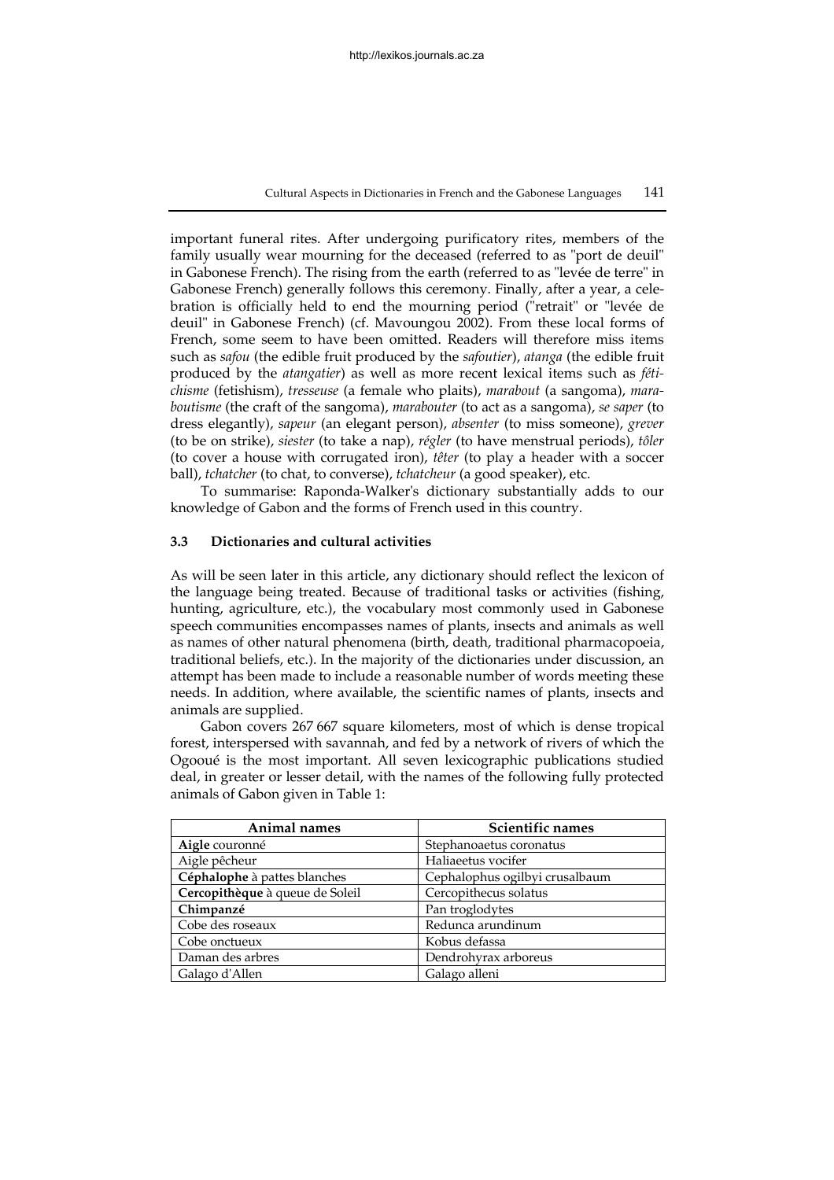important funeral rites. After undergoing purificatory rites, members of the family usually wear mourning for the deceased (referred to as "port de deuil" in Gabonese French). The rising from the earth (referred to as "levée de terre" in Gabonese French) generally follows this ceremony. Finally, after a year, a celebration is officially held to end the mourning period ("retrait" or "levée de deuil" in Gabonese French) (cf. Mavoungou 2002). From these local forms of French, some seem to have been omitted. Readers will therefore miss items such as *safou* (the edible fruit produced by the *safoutier*), *atanga* (the edible fruit produced by the *atangatier*) as well as more recent lexical items such as *fétichisme* (fetishism), *tresseuse* (a female who plaits), *marabout* (a sangoma), *maraboutisme* (the craft of the sangoma), *marabouter* (to act as a sangoma), *se saper* (to dress elegantly), *sapeur* (an elegant person), *absenter* (to miss someone), *grever* (to be on strike), *siester* (to take a nap), *régler* (to have menstrual periods), *tôler* (to cover a house with corrugated iron), *têter* (to play a header with a soccer ball), *tchatcher* (to chat, to converse), *tchatcheur* (a good speaker), etc.

To summarise: Raponda-Walker's dictionary substantially adds to our knowledge of Gabon and the forms of French used in this country.

### 3.3 Dictionaries and cultural activities

As will be seen later in this article, any dictionary should reflect the lexicon of the language being treated. Because of traditional tasks or activities (fishing, hunting, agriculture, etc.), the vocabulary most commonly used in Gabonese speech communities encompasses names of plants, insects and animals as well as names of other natural phenomena (birth, death, traditional pharmacopoeia, traditional beliefs, etc.). In the majority of the dictionaries under discussion, an attempt has been made to include a reasonable number of words meeting these needs. In addition, where available, the scientific names of plants, insects and animals are supplied.

Gabon covers 267 667 square kilometers, most of which is dense tropical forest, interspersed with savannah, and fed by a network of rivers of which the Ogooué is the most important. All seven lexicographic publications studied deal, in greater or lesser detail, with the names of the following fully protected animals of Gabon given in Table 1:

| Animal names | Scientific names |
|---|---|
| **Aigle** couronné | Stephanoaetus coronatus |
| Aigle pêcheur | Haliaeetus vocifer |
| **Céphalophe** à pattes blanches | Cephalophus ogilbyi crusalbaum |
| **Cercopithèque** à queue de Soleil | Cercopithecus solatus |
| **Chimpanzé** | Pan troglodytes |
| Cobe des roseaux | Redunca arundinum |
| Cobe onctueux | Kobus defassa |
| Daman des arbres | Dendrohyrax arboreus |
| Galago d'Allen | Galago alleni |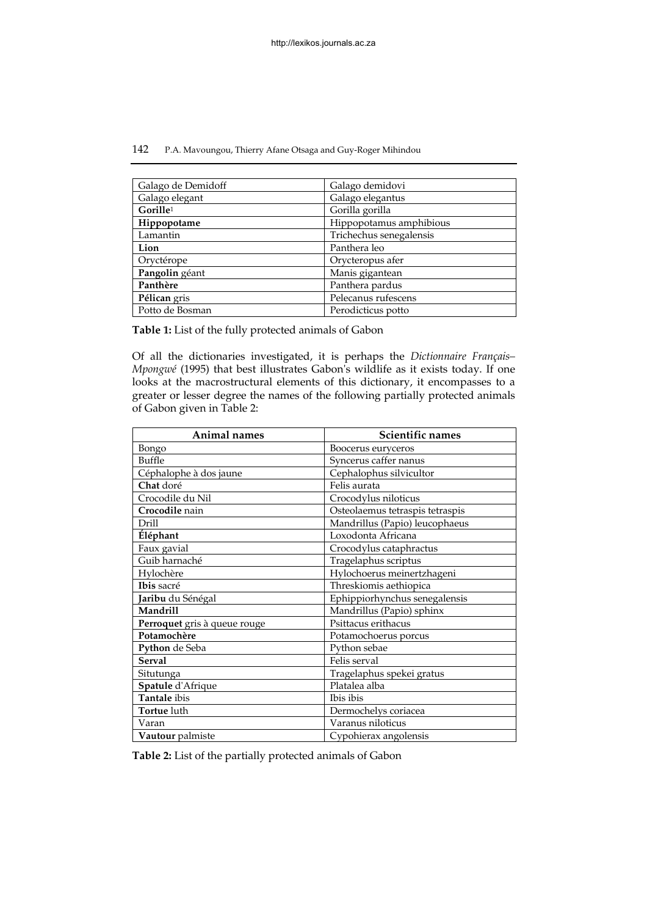| | |
|---|---|
| Galago de Demidoff | Galago demidovi |
| Galago elegant | Galago elegantus |
| **Gorille**[1] | Gorilla gorilla |
| **Hippopotame** | Hippopotamus amphibious |
| Lamantin | Trichechus senegalensis |
| **Lion** | Panthera leo |
| Oryctérope | Orycteropus afer |
| **Pangolin** géant | Manis gigantean |
| **Panthère** | Panthera pardus |
| **Pélican** gris | Pelecanus rufescens |
| Potto de Bosman | Perodicticus potto |

**Table 1:** List of the fully protected animals of Gabon

Of all the dictionaries investigated, it is perhaps the *Dictionnaire Français–Mpongwé* (1995) that best illustrates Gabon's wildlife as it exists today. If one looks at the macrostructural elements of this dictionary, it encompasses to a greater or lesser degree the names of the following partially protected animals of Gabon given in Table 2:

| Animal names | Scientific names |
|---|---|
| Bongo | Boocerus euryceros |
| Buffle | Syncerus caffer nanus |
| Céphalophe à dos jaune | Cephalophus silvicultor |
| **Chat** doré | Felis aurata |
| Crocodile du Nil | Crocodylus niloticus |
| **Crocodile** nain | Osteolaemus tetraspis tetraspis |
| Drill | Mandrillus (Papio) leucophaeus |
| **Éléphant** | Loxodonta Africana |
| Faux gavial | Crocodylus cataphractus |
| Guib harnaché | Tragelaphus scriptus |
| Hylochère | Hylochoerus meinertzhageni |
| **Ibis** sacré | Threskiomis aethiopica |
| **Jaribu** du Sénégal | Ephippiorhynchus senegalensis |
| **Mandrill** | Mandrillus (Papio) sphinx |
| **Perroquet** gris à queue rouge | Psittacus erithacus |
| **Potamochère** | Potamochoerus porcus |
| **Python** de Seba | Python sebae |
| **Serval** | Felis serval |
| Situtunga | Tragelaphus spekei gratus |
| **Spatule** d'Afrique | Platalea alba |
| **Tantale** ibis | Ibis ibis |
| **Tortue** luth | Dermochelys coriacea |
| Varan | Varanus niloticus |
| **Vautour** palmiste | Cypohierax angolensis |

**Table 2:** List of the partially protected animals of Gabon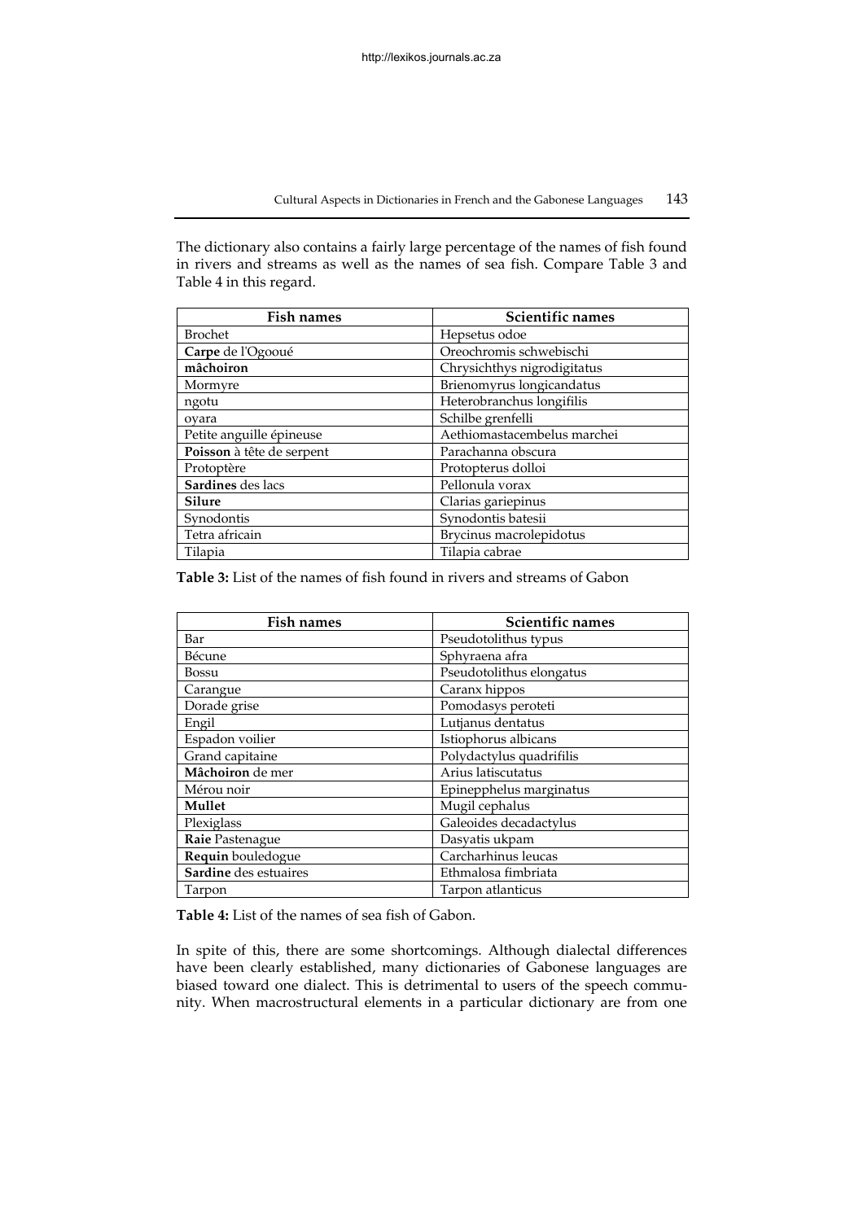The dictionary also contains a fairly large percentage of the names of fish found in rivers and streams as well as the names of sea fish. Compare Table 3 and Table 4 in this regard.

| Fish names | Scientific names |
| --- | --- |
| Brochet | Hepsetus odoe |
| **Carpe** de l'Ogooué | Oreochromis schwebischi |
| **mâchoiron** | Chrysichthys nigrodigitatus |
| Mormyre | Brienomyrus longicandatus |
| ngotu | Heterobranchus longifilis |
| oyara | Schilbe grenfelli |
| Petite anguille épineuse | Aethiomastacembelus marchei |
| **Poisson** à tête de serpent | Parachanna obscura |
| Protoptère | Protopterus dolloi |
| **Sardines** des lacs | Pellonula vorax |
| **Silure** | Clarias gariepinus |
| Synodontis | Synodontis batesii |
| Tetra africain | Brycinus macrolepidotus |
| Tilapia | Tilapia cabrae |

**Table 3:** List of the names of fish found in rivers and streams of Gabon

| Fish names | Scientific names |
| --- | --- |
| Bar | Pseudotolithus typus |
| Bécune | Sphyraena afra |
| Bossu | Pseudotolithus elongatus |
| Carangue | Caranx hippos |
| Dorade grise | Pomodasys peroteti |
| Engil | Lutjanus dentatus |
| Espadon voilier | Istiophorus albicans |
| Grand capitaine | Polydactylus quadrifilis |
| **Mâchoiron** de mer | Arius latiscutatus |
| Mérou noir | Epinepphelus marginatus |
| **Mullet** | Mugil cephalus |
| Plexiglass | Galeoides decadactylus |
| **Raie** Pastenague | Dasyatis ukpam |
| **Requin** bouledogue | Carcharhinus leucas |
| **Sardine** des estuaires | Ethmalosa fimbriata |
| Tarpon | Tarpon atlanticus |

**Table 4:** List of the names of sea fish of Gabon.

In spite of this, there are some shortcomings. Although dialectal differences have been clearly established, many dictionaries of Gabonese languages are biased toward one dialect. This is detrimental to users of the speech community. When macrostructural elements in a particular dictionary are from one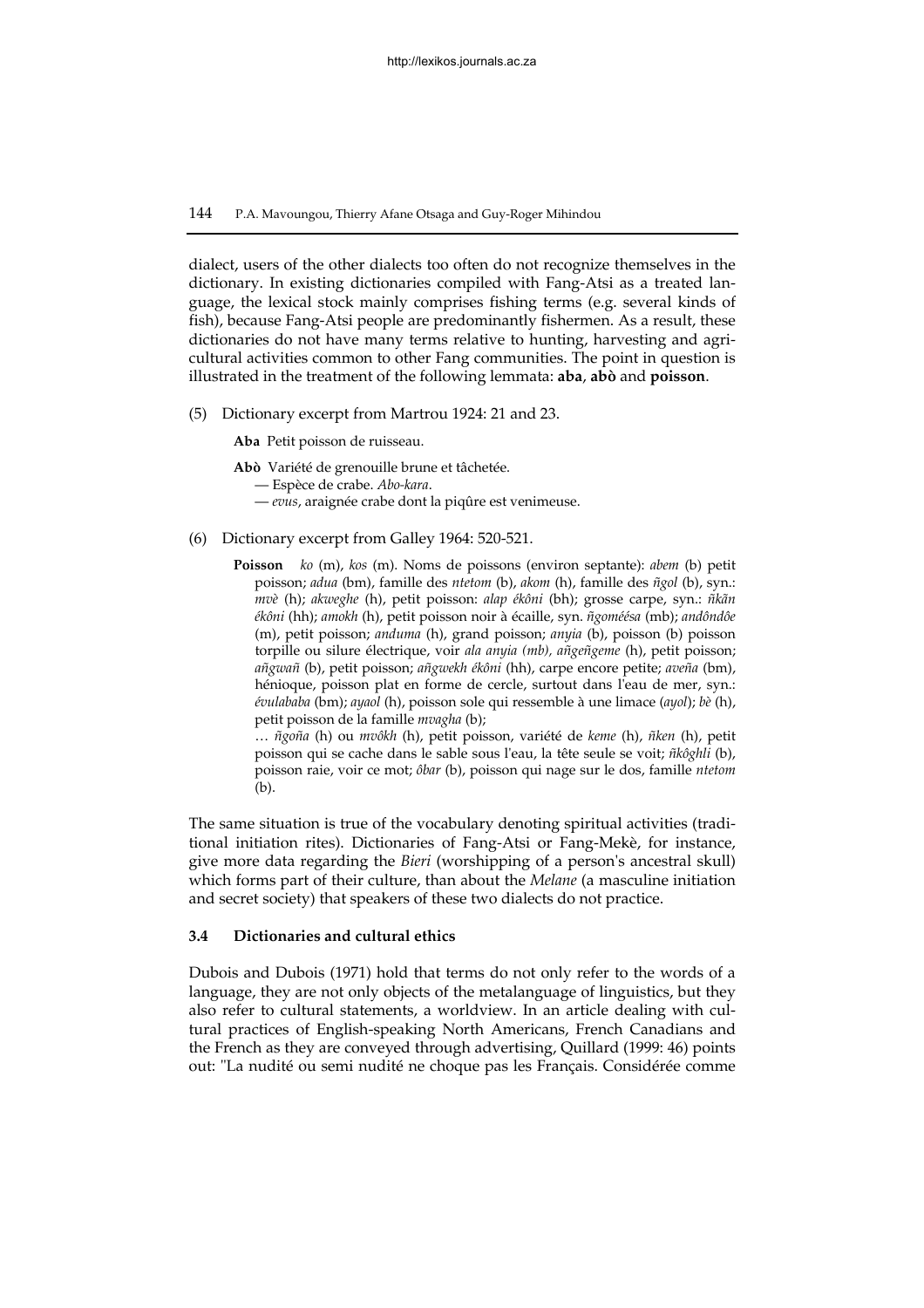dialect, users of the other dialects too often do not recognize themselves in the dictionary. In existing dictionaries compiled with Fang-Atsi as a treated language, the lexical stock mainly comprises fishing terms (e.g. several kinds of fish), because Fang-Atsi people are predominantly fishermen. As a result, these dictionaries do not have many terms relative to hunting, harvesting and agricultural activities common to other Fang communities. The point in question is illustrated in the treatment of the following lemmata: **aba**, **abò** and **poisson**.

(5) Dictionary excerpt from Martrou 1924: 21 and 23.

> **Aba** Petit poisson de ruisseau.
>
> **Abò** Variété de grenouille brune et tâchetée.
> — Espèce de crabe. *Abo-kara*.
> — *evus*, araignée crabe dont la piqûre est venimeuse.

(6) Dictionary excerpt from Galley 1964: 520-521.

> **Poisson** *ko* (m), *kos* (m). Noms de poissons (environ septante): *abem* (b) petit poisson; *adua* (bm), famille des *ntetom* (b), *akom* (h), famille des *ñgol* (b), syn.: *mvè* (h); *akweghe* (h), petit poisson: *alap ékôni* (bh); grosse carpe, syn.: *ñkãn ékôni* (hh); *amokh* (h), petit poisson noir à écaille, syn. *ñgoméésa* (mb); *andôndôe* (m), petit poisson; *anduma* (h), grand poisson; *anyia* (b), poisson (b) poisson torpille ou silure électrique, voir *ala anyia (mb), añgeñgeme* (h), petit poisson; *añgwañ* (b), petit poisson; *añgwekh ékôni* (hh), carpe encore petite; *aveña* (bm), hénioque, poisson plat en forme de cercle, surtout dans l'eau de mer, syn.: *évulababa* (bm); *ayaol* (h), poisson sole qui ressemble à une limace (*ayol*); *bè* (h), petit poisson de la famille *mvagha* (b);
> … *ñgoña* (h) ou *mvôkh* (h), petit poisson, variété de *keme* (h), *ñken* (h), petit poisson qui se cache dans le sable sous l'eau, la tête seule se voit; *ñkôghli* (b), poisson raie, voir ce mot; *ôbar* (b), poisson qui nage sur le dos, famille *ntetom* (b).

The same situation is true of the vocabulary denoting spiritual activities (traditional initiation rites). Dictionaries of Fang-Atsi or Fang-Mekè, for instance, give more data regarding the *Bieri* (worshipping of a person's ancestral skull) which forms part of their culture, than about the *Melane* (a masculine initiation and secret society) that speakers of these two dialects do not practice.

### 3.4 Dictionaries and cultural ethics

Dubois and Dubois (1971) hold that terms do not only refer to the words of a language, they are not only objects of the metalanguage of linguistics, but they also refer to cultural statements, a worldview. In an article dealing with cultural practices of English-speaking North Americans, French Canadians and the French as they are conveyed through advertising, Quillard (1999: 46) points out: "La nudité ou semi nudité ne choque pas les Français. Considérée comme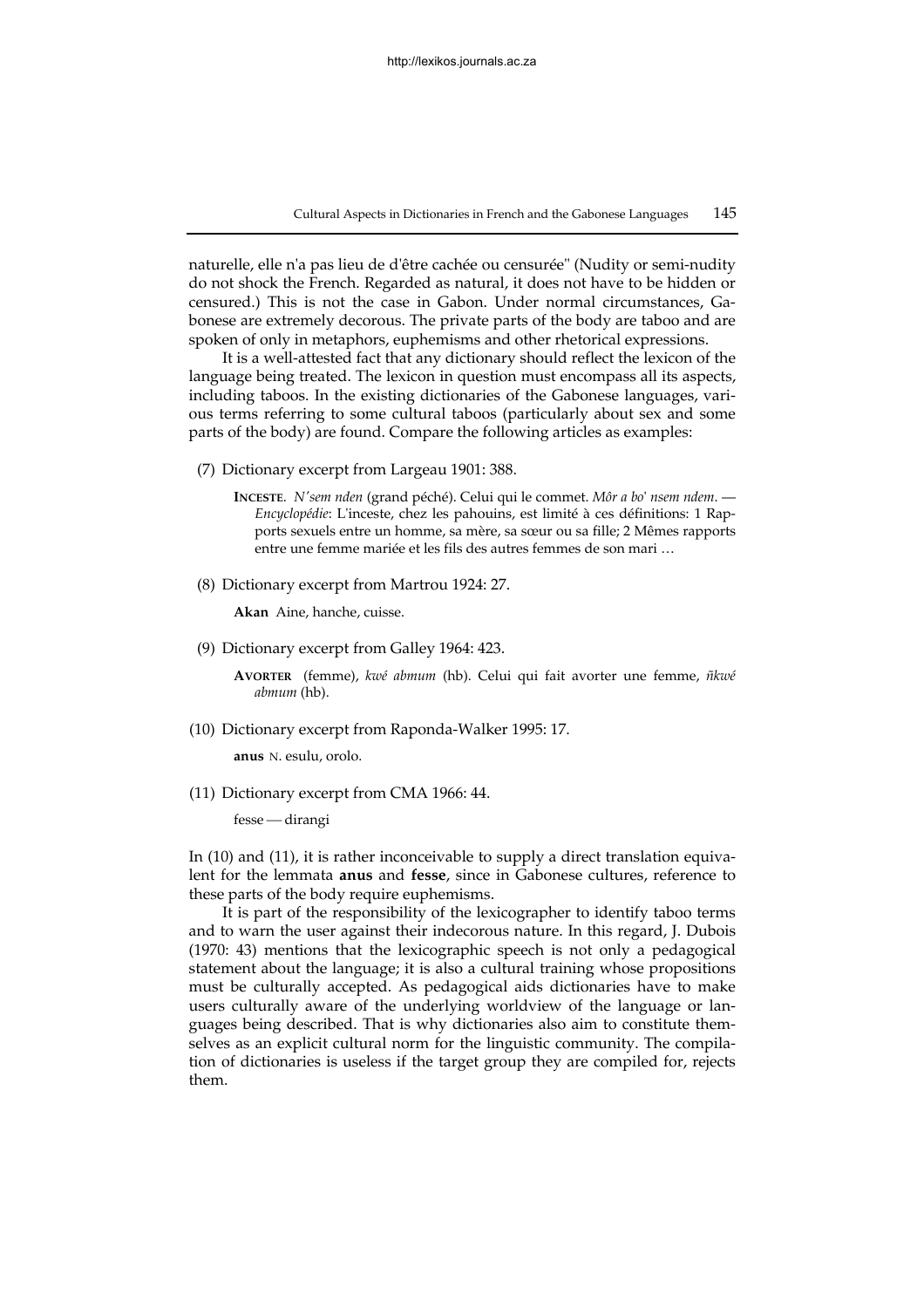naturelle, elle n'a pas lieu de d'être cachée ou censurée" (Nudity or semi-nudity do not shock the French. Regarded as natural, it does not have to be hidden or censured.) This is not the case in Gabon. Under normal circumstances, Gabonese are extremely decorous. The private parts of the body are taboo and are spoken of only in metaphors, euphemisms and other rhetorical expressions.

It is a well-attested fact that any dictionary should reflect the lexicon of the language being treated. The lexicon in question must encompass all its aspects, including taboos. In the existing dictionaries of the Gabonese languages, various terms referring to some cultural taboos (particularly about sex and some parts of the body) are found. Compare the following articles as examples:

(7) Dictionary excerpt from Largeau 1901: 388.

> **INCESTE**. *N'sem nden* (grand péché). Celui qui le commet. *Môr a bo' nsem ndem*. — *Encyclopédie*: L'inceste, chez les pahouins, est limité à ces définitions: 1 Rapports sexuels entre un homme, sa mère, sa sœur ou sa fille; 2 Mêmes rapports entre une femme mariée et les fils des autres femmes de son mari …

(8) Dictionary excerpt from Martrou 1924: 27.

> **Akan** Aine, hanche, cuisse.

(9) Dictionary excerpt from Galley 1964: 423.

> **AVORTER** (femme), *kwé abmum* (hb). Celui qui fait avorter une femme, *ñkwé abmum* (hb).

(10) Dictionary excerpt from Raponda-Walker 1995: 17.

> **anus** N. esulu, orolo.

(11) Dictionary excerpt from CMA 1966: 44.

> fesse — dirangi

In (10) and (11), it is rather inconceivable to supply a direct translation equivalent for the lemmata **anus** and **fesse**, since in Gabonese cultures, reference to these parts of the body require euphemisms.

It is part of the responsibility of the lexicographer to identify taboo terms and to warn the user against their indecorous nature. In this regard, J. Dubois (1970: 43) mentions that the lexicographic speech is not only a pedagogical statement about the language; it is also a cultural training whose propositions must be culturally accepted. As pedagogical aids dictionaries have to make users culturally aware of the underlying worldview of the language or languages being described. That is why dictionaries also aim to constitute themselves as an explicit cultural norm for the linguistic community. The compilation of dictionaries is useless if the target group they are compiled for, rejects them.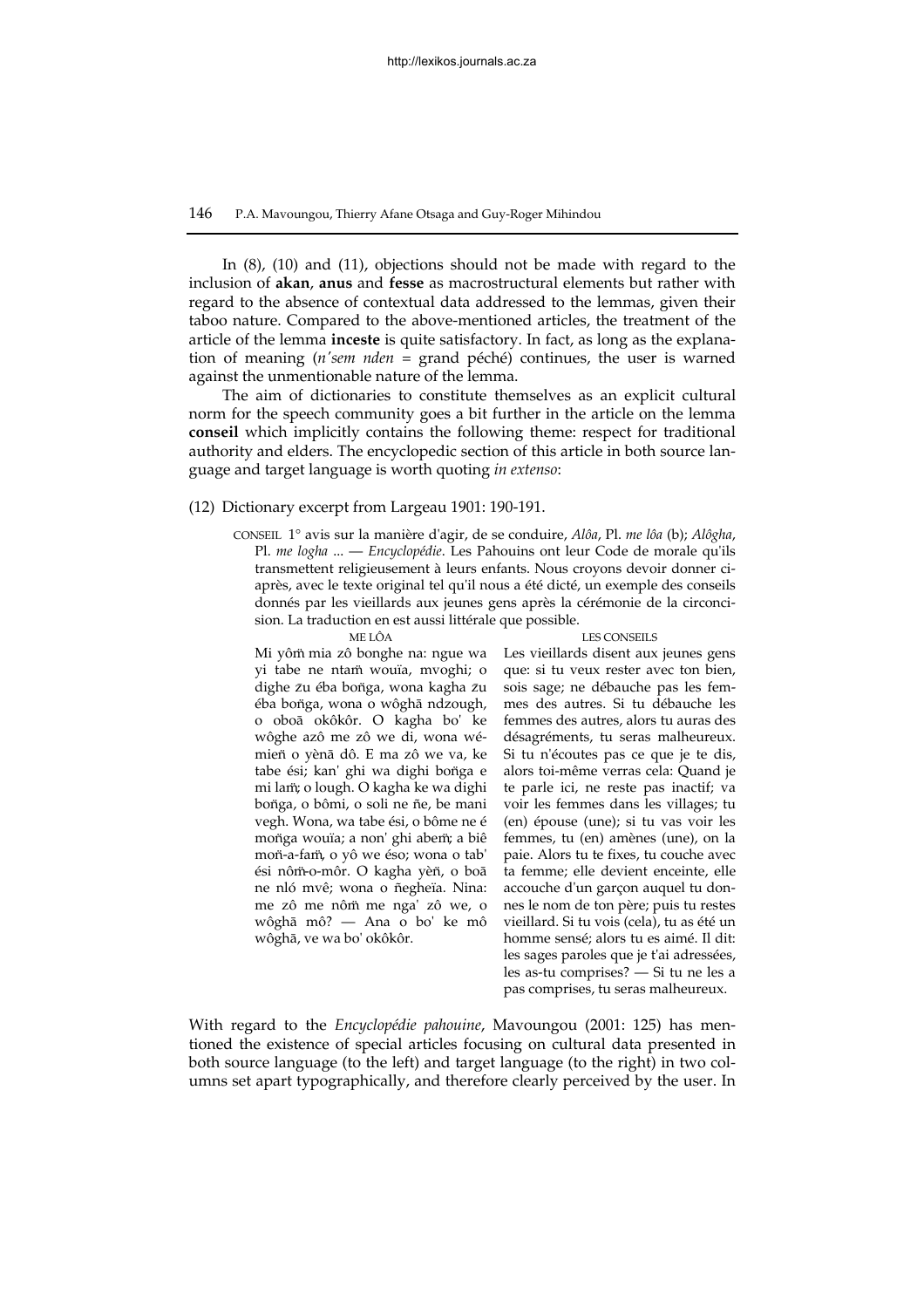In (8), (10) and (11), objections should not be made with regard to the inclusion of **akan**, **anus** and **fesse** as macrostructural elements but rather with regard to the absence of contextual data addressed to the lemmas, given their taboo nature. Compared to the above-mentioned articles, the treatment of the article of the lemma **inceste** is quite satisfactory. In fact, as long as the explanation of meaning (*n'sem nden* = grand péché) continues, the user is warned against the unmentionable nature of the lemma.

The aim of dictionaries to constitute themselves as an explicit cultural norm for the speech community goes a bit further in the article on the lemma **conseil** which implicitly contains the following theme: respect for traditional authority and elders. The encyclopedic section of this article in both source language and target language is worth quoting *in extenso*:

(12) Dictionary excerpt from Largeau 1901: 190-191.

> CONSEIL 1° avis sur la manière d'agir, de se conduire, *Alôa*, Pl. *me lôa* (b); *Alôgha*, Pl. *me logha* ... — *Encyclopédie*. Les Pahouins ont leur Code de morale qu'ils transmettent religieusement à leurs enfants. Nous croyons devoir donner ci-après, avec le texte original tel qu'il nous a été dicté, un exemple des conseils donnés par les vieillards aux jeunes gens après la cérémonie de la circoncision. La traduction en est aussi littérale que possible.
>
> ME LÔA
>
> Mi yôm̃ mia zô bonghe na: ngue wa yi tabe ne ntam̃ wouïa, mvoghi; o dighe z̄u éba boñga, wona kagha z̄u éba boñga, wona o wôghā ndzough, o oboā okôkôr. O kagha bo' ke wôghe azô me zô we di, wona wémieñ o yènā dô. E ma zô we va, ke tabe ési; kan' ghi wa dighi boñga e mi lam̃; o lough. O kagha ke wa dighi boñga, o bômi, o soli ne ñe, be mani vegh. Wona, wa tabe ési, o bôme ne é moñga wouïa; a non' ghi abem̃; a biê moñ-a-fam̃, o yô we éso; wona o tab' ési nôm̃-o-môr. O kagha yèñ, o boā ne nló mvê; wona o ñegheïa. Nina: me zô me nôm̃ me nga' zô we, o wôghā mô? — Ana o bo' ke mô wôghā, ve wa bo' okôkôr.
>
> LES CONSEILS
>
> Les vieillards disent aux jeunes gens que: si tu veux rester avec ton bien, sois sage; ne débauche pas les femmes des autres. Si tu débauche les femmes des autres, alors tu auras des désagréments, tu seras malheureux. Si tu n'écoutes pas ce que je te dis, alors toi-même verras cela: Quand je te parle ici, ne reste pas inactif; va voir les femmes dans les villages; tu (en) épouse (une); si tu vas voir les femmes, tu (en) amènes (une), on la paie. Alors tu te fixes, tu couche avec ta femme; elle devient enceinte, elle accouche d'un garçon auquel tu donnes le nom de ton père; puis tu restes vieillard. Si tu vois (cela), tu as été un homme sensé; alors tu es aimé. Il dit: les sages paroles que je t'ai adressées, les as-tu comprises? — Si tu ne les a pas comprises, tu seras malheureux.

With regard to the *Encyclopédie pahouine*, Mavoungou (2001: 125) has mentioned the existence of special articles focusing on cultural data presented in both source language (to the left) and target language (to the right) in two columns set apart typographically, and therefore clearly perceived by the user. In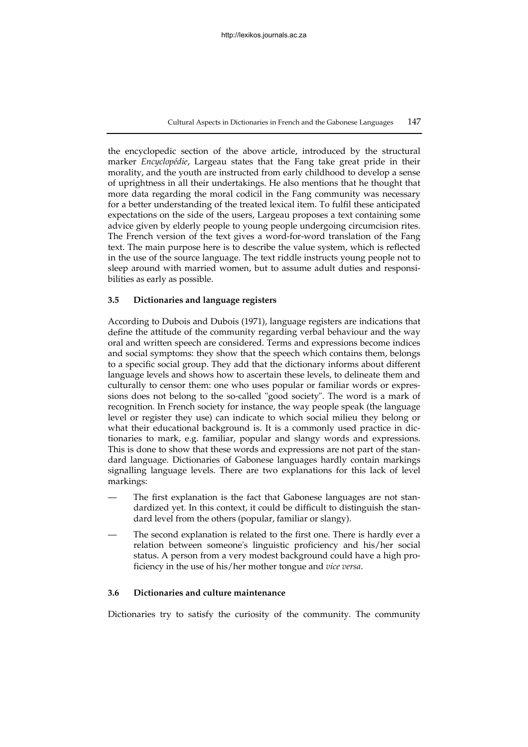the encyclopedic section of the above article, introduced by the structural marker *Encyclopédie*, Largeau states that the Fang take great pride in their morality, and the youth are instructed from early childhood to develop a sense of uprightness in all their undertakings. He also mentions that he thought that more data regarding the moral codicil in the Fang community was necessary for a better understanding of the treated lexical item. To fulfil these anticipated expectations on the side of the users, Largeau proposes a text containing some advice given by elderly people to young people undergoing circumcision rites. The French version of the text gives a word-for-word translation of the Fang text. The main purpose here is to describe the value system, which is reflected in the use of the source language. The text riddle instructs young people not to sleep around with married women, but to assume adult duties and responsibilities as early as possible.

### 3.5 Dictionaries and language registers

According to Dubois and Dubois (1971), language registers are indications that define the attitude of the community regarding verbal behaviour and the way oral and written speech are considered. Terms and expressions become indices and social symptoms: they show that the speech which contains them, belongs to a specific social group. They add that the dictionary informs about different language levels and shows how to ascertain these levels, to delineate them and culturally to censor them: one who uses popular or familiar words or expressions does not belong to the so-called "good society". The word is a mark of recognition. In French society for instance, the way people speak (the language level or register they use) can indicate to which social milieu they belong or what their educational background is. It is a commonly used practice in dictionaries to mark, e.g. familiar, popular and slangy words and expressions. This is done to show that these words and expressions are not part of the standard language. Dictionaries of Gabonese languages hardly contain markings signalling language levels. There are two explanations for this lack of level markings:

— The first explanation is the fact that Gabonese languages are not standardized yet. In this context, it could be difficult to distinguish the standard level from the others (popular, familiar or slangy).

— The second explanation is related to the first one. There is hardly ever a relation between someone's linguistic proficiency and his/her social status. A person from a very modest background could have a high proficiency in the use of his/her mother tongue and *vice versa*.

### 3.6 Dictionaries and culture maintenance

Dictionaries try to satisfy the curiosity of the community. The community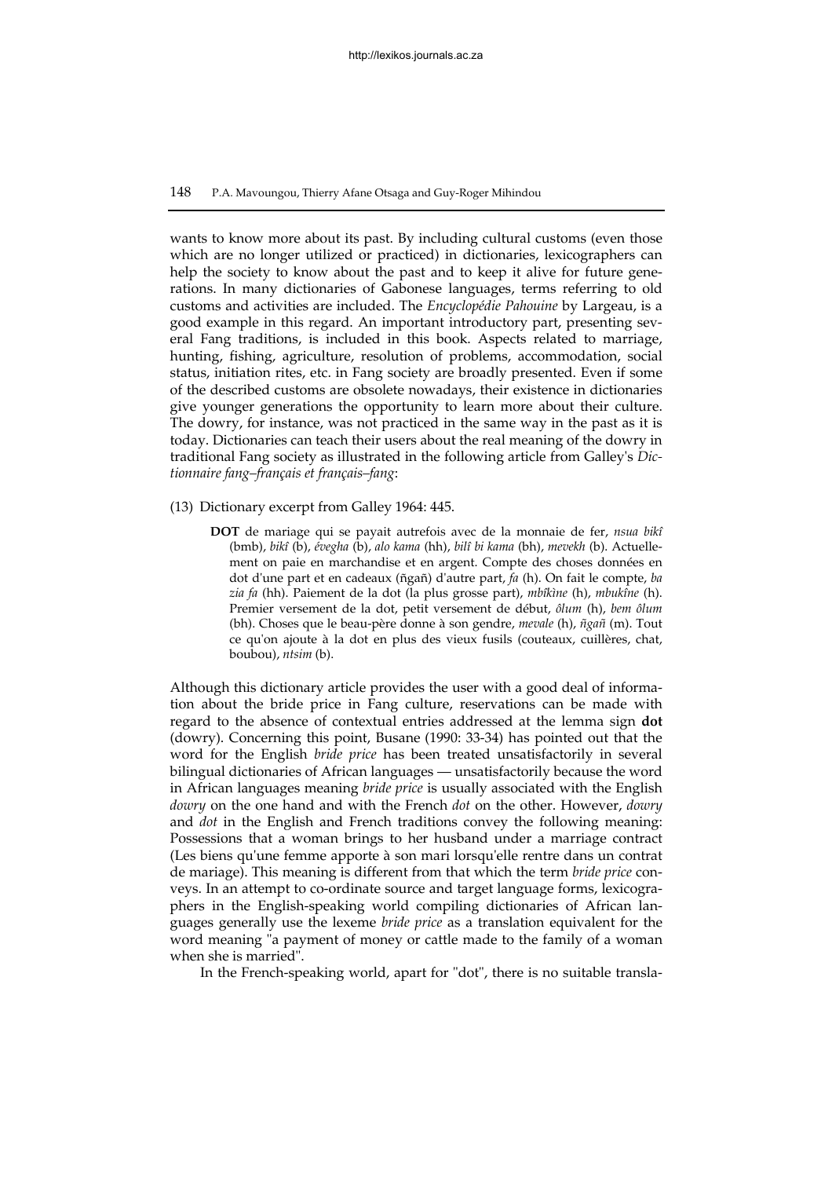wants to know more about its past. By including cultural customs (even those which are no longer utilized or practiced) in dictionaries, lexicographers can help the society to know about the past and to keep it alive for future generations. In many dictionaries of Gabonese languages, terms referring to old customs and activities are included. The *Encyclopédie Pahouine* by Largeau, is a good example in this regard. An important introductory part, presenting several Fang traditions, is included in this book. Aspects related to marriage, hunting, fishing, agriculture, resolution of problems, accommodation, social status, initiation rites, etc. in Fang society are broadly presented. Even if some of the described customs are obsolete nowadays, their existence in dictionaries give younger generations the opportunity to learn more about their culture. The dowry, for instance, was not practiced in the same way in the past as it is today. Dictionaries can teach their users about the real meaning of the dowry in traditional Fang society as illustrated in the following article from Galley's *Dictionnaire fang–français et français–fang*:

(13) Dictionary excerpt from Galley 1964: 445.

> **DOT** de mariage qui se payait autrefois avec de la monnaie de fer, *nsua bikî* (bmb), *bikî* (b), *évegha* (b), *alo kama* (hh), *bilî bi kama* (bh), *mevekh* (b). Actuellement on paie en marchandise et en argent. Compte des choses données en dot d'une part et en cadeaux (ñgañ) d'autre part, *fa* (h). On fait le compte, *ba zia fa* (hh). Paiement de la dot (la plus grosse part), *mbîkìne* (h), *mbukîne* (h). Premier versement de la dot, petit versement de début, *ôlum* (h), *bem ôlum* (bh). Choses que le beau-père donne à son gendre, *mevale* (h), *ñgañ* (m). Tout ce qu'on ajoute à la dot en plus des vieux fusils (couteaux, cuillères, chat, boubou), *ntsim* (b).

Although this dictionary article provides the user with a good deal of information about the bride price in Fang culture, reservations can be made with regard to the absence of contextual entries addressed at the lemma sign **dot** (dowry). Concerning this point, Busane (1990: 33-34) has pointed out that the word for the English *bride price* has been treated unsatisfactorily in several bilingual dictionaries of African languages — unsatisfactorily because the word in African languages meaning *bride price* is usually associated with the English *dowry* on the one hand and with the French *dot* on the other. However, *dowry* and *dot* in the English and French traditions convey the following meaning: Possessions that a woman brings to her husband under a marriage contract (Les biens qu'une femme apporte à son mari lorsqu'elle rentre dans un contrat de mariage). This meaning is different from that which the term *bride price* conveys. In an attempt to co-ordinate source and target language forms, lexicographers in the English-speaking world compiling dictionaries of African languages generally use the lexeme *bride price* as a translation equivalent for the word meaning "a payment of money or cattle made to the family of a woman when she is married".

In the French-speaking world, apart for "dot", there is no suitable transla-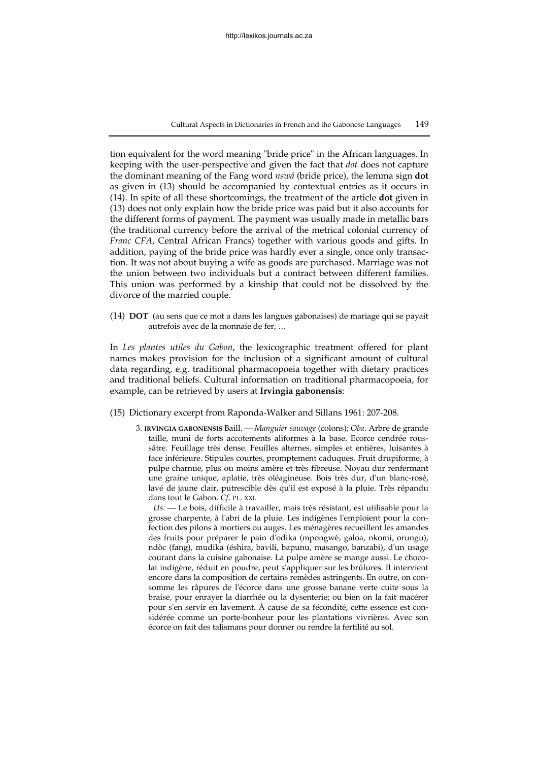tion equivalent for the word meaning "bride price" in the African languages. In keeping with the user-perspective and given the fact that *dot* does not capture the dominant meaning of the Fang word *nswá* (bride price), the lemma sign **dot** as given in (13) should be accompanied by contextual entries as it occurs in (14). In spite of all these shortcomings, the treatment of the article **dot** given in (13) does not only explain how the bride price was paid but it also accounts for the different forms of payment. The payment was usually made in metallic bars (the traditional currency before the arrival of the metrical colonial currency of *Franc CFA*, Central African Francs) together with various goods and gifts. In addition, paying of the bride price was hardly ever a single, once only transaction. It was not about buying a wife as goods are purchased. Marriage was not the union between two individuals but a contract between different families. This union was performed by a kinship that could not be dissolved by the divorce of the married couple.

(14) **DOT** (au sens que ce mot a dans les langues gabonaises) de mariage qui se payait autrefois avec de la monnaie de fer, …

In *Les plantes utiles du Gabon*, the lexicographic treatment offered for plant names makes provision for the inclusion of a significant amount of cultural data regarding, e.g. traditional pharmacopoeia together with dietary practices and traditional beliefs. Cultural information on traditional pharmacopoeia, for example, can be retrieved by users at **Irvingia gabonensis**:

(15) Dictionary excerpt from Raponda-Walker and Sillans 1961: 207-208.

> 3. **IRVINGIA GABONENSIS** Baill. — *Manguier sauvage* (colons); *Oba*. Arbre de grande taille, muni de forts accotements aliformes à la base. Ecorce cendrée roussâtre. Feuillage très dense. Feuilles alternes, simples et entières, luisantes à face inférieure. Stipules courtes, promptement caduques. Fruit drupiforme, à pulpe charnue, plus ou moins amère et très fibreuse. Noyau dur renfermant une graine unique, aplatie, très oléagineuse. Bois très dur, d'un blanc-rosé, lavé de jaune clair, putrescible dès qu'il est exposé à la pluie. Très répandu dans tout le Gabon. *Cf*. PL. XXI.
>
> *Us*. — Le bois, difficile à travailler, mais très résistant, est utilisable pour la grosse charpente, à l'abri de la pluie. Les indigènes l'emploient pour la confection des pilons à mortiers ou auges. Les ménagères recueillent les amandes des fruits pour préparer le pain d'odika (mpongwè, galoa, nkomi, orungu), ndòc (fang), mudika (éshira, bavili, bapunu, masango, banzabi), d'un usage courant dans la cuisine gabonaise. La pulpe amère se mange aussi. Le chocolat indigène, réduit en poudre, peut s'appliquer sur les brûlures. Il intervient encore dans la composition de certains remèdes astringents. En outre, on consomme les râpures de l'écorce dans une grosse banane verte cuite sous la braise, pour enrayer la diarrhée ou la dysenterie; ou bien on la fait macérer pour s'en servir en lavement. À cause de sa fécondité, cette essence est considérée comme un porte-bonheur pour les plantations vivrières. Avec son écorce on fait des talismans pour donner ou rendre la fertilité au sol.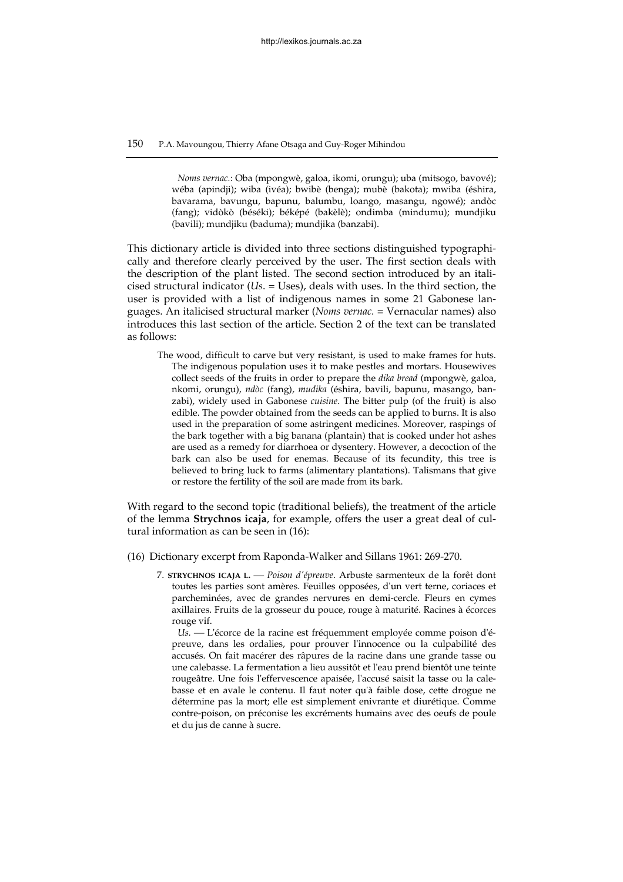*Noms vernac.*: Oba (mpongwè, galoa, ikomi, orungu); uba (mitsogo, bavové); wéba (apindji); wiba (ivéa); bwibè (benga); mubè (bakota); mwiba (éshira, bavarama, bavungu, bapunu, balumbu, loango, masangu, ngowé); andòc (fang); vidòkò (béséki); béképé (bakèlè); ondimba (mindumu); mundjiku (bavili); mundjiku (baduma); mundjika (banzabi).

This dictionary article is divided into three sections distinguished typographically and therefore clearly perceived by the user. The first section deals with the description of the plant listed. The second section introduced by an italicised structural indicator (*Us.* = Uses), deals with uses. In the third section, the user is provided with a list of indigenous names in some 21 Gabonese languages. An italicised structural marker (*Noms vernac.* = Vernacular names) also introduces this last section of the article. Section 2 of the text can be translated as follows:

> The wood, difficult to carve but very resistant, is used to make frames for huts. The indigenous population uses it to make pestles and mortars. Housewives collect seeds of the fruits in order to prepare the *dika bread* (mpongwè, galoa, nkomi, orungu), *ndòc* (fang), *mudika* (éshira, bavili, bapunu, masango, banzabi), widely used in Gabonese *cuisine*. The bitter pulp (of the fruit) is also edible. The powder obtained from the seeds can be applied to burns. It is also used in the preparation of some astringent medicines. Moreover, raspings of the bark together with a big banana (plantain) that is cooked under hot ashes are used as a remedy for diarrhoea or dysentery. However, a decoction of the bark can also be used for enemas. Because of its fecundity, this tree is believed to bring luck to farms (alimentary plantations). Talismans that give or restore the fertility of the soil are made from its bark.

With regard to the second topic (traditional beliefs), the treatment of the article of the lemma **Strychnos icaja**, for example, offers the user a great deal of cultural information as can be seen in (16):

(16) Dictionary excerpt from Raponda-Walker and Sillans 1961: 269-270.

> 7. **STRYCHNOS ICAJA L.** — *Poison d'épreuve*. Arbuste sarmenteux de la forêt dont toutes les parties sont amères. Feuilles opposées, d'un vert terne, coriaces et parcheminées, avec de grandes nervures en demi-cercle. Fleurs en cymes axillaires. Fruits de la grosseur du pouce, rouge à maturité. Racines à écorces rouge vif.
>
> *Us.* — L'écorce de la racine est fréquemment employée comme poison d'épreuve, dans les ordalies, pour prouver l'innocence ou la culpabilité des accusés. On fait macérer des râpures de la racine dans une grande tasse ou une calebasse. La fermentation a lieu aussitôt et l'eau prend bientôt une teinte rougeâtre. Une fois l'effervescence apaisée, l'accusé saisit la tasse ou la calebasse et en avale le contenu. Il faut noter qu'à faible dose, cette drogue ne détermine pas la mort; elle est simplement enivrante et diurétique. Comme contre-poison, on préconise les excréments humains avec des oeufs de poule et du jus de canne à sucre.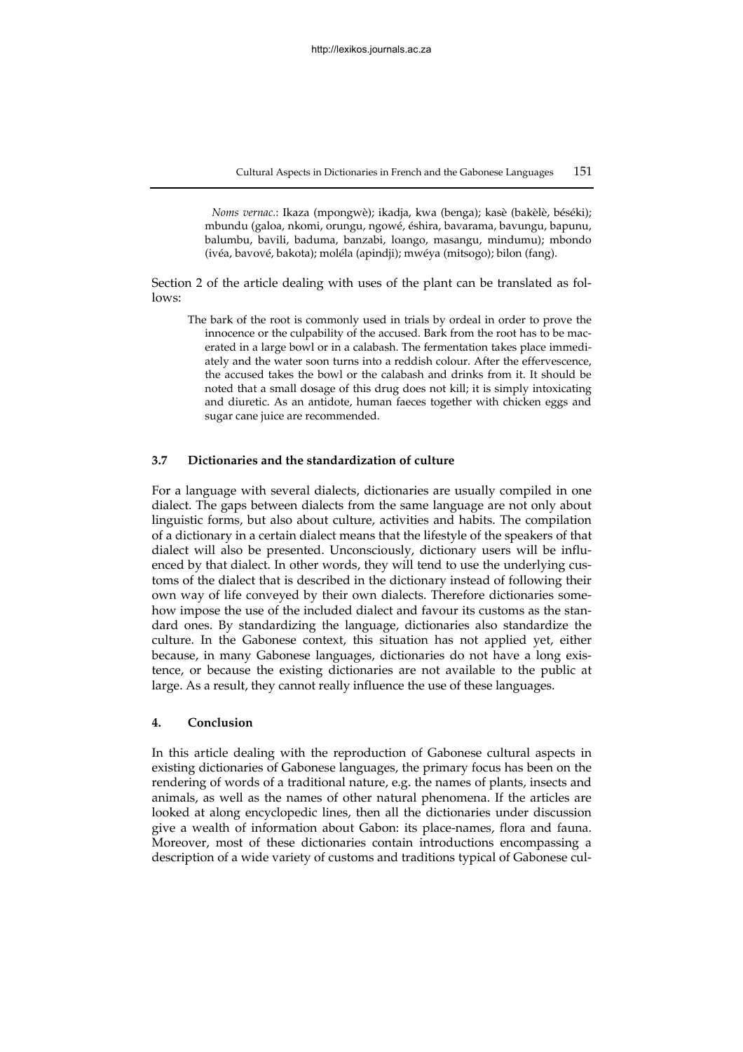*Noms vernac.*: Ikaza (mpongwè); ikadja, kwa (benga); kasè (bakèlè, béséki); mbundu (galoa, nkomi, orungu, ngowé, éshira, bavarama, bavungu, bapunu, balumbu, bavili, baduma, banzabi, loango, masangu, mindumu); mbondo (ivéa, bavové, bakota); moléla (apindji); mwéya (mitsogo); bilon (fang).

Section 2 of the article dealing with uses of the plant can be translated as follows:

> The bark of the root is commonly used in trials by ordeal in order to prove the innocence or the culpability of the accused. Bark from the root has to be macerated in a large bowl or in a calabash. The fermentation takes place immediately and the water soon turns into a reddish colour. After the effervescence, the accused takes the bowl or the calabash and drinks from it. It should be noted that a small dosage of this drug does not kill; it is simply intoxicating and diuretic. As an antidote, human faeces together with chicken eggs and sugar cane juice are recommended.

### 3.7 Dictionaries and the standardization of culture

For a language with several dialects, dictionaries are usually compiled in one dialect. The gaps between dialects from the same language are not only about linguistic forms, but also about culture, activities and habits. The compilation of a dictionary in a certain dialect means that the lifestyle of the speakers of that dialect will also be presented. Unconsciously, dictionary users will be influenced by that dialect. In other words, they will tend to use the underlying customs of the dialect that is described in the dictionary instead of following their own way of life conveyed by their own dialects. Therefore dictionaries somehow impose the use of the included dialect and favour its customs as the standard ones. By standardizing the language, dictionaries also standardize the culture. In the Gabonese context, this situation has not applied yet, either because, in many Gabonese languages, dictionaries do not have a long existence, or because the existing dictionaries are not available to the public at large. As a result, they cannot really influence the use of these languages.

## 4. Conclusion

In this article dealing with the reproduction of Gabonese cultural aspects in existing dictionaries of Gabonese languages, the primary focus has been on the rendering of words of a traditional nature, e.g. the names of plants, insects and animals, as well as the names of other natural phenomena. If the articles are looked at along encyclopedic lines, then all the dictionaries under discussion give a wealth of information about Gabon: its place-names, flora and fauna. Moreover, most of these dictionaries contain introductions encompassing a description of a wide variety of customs and traditions typical of Gabonese cul-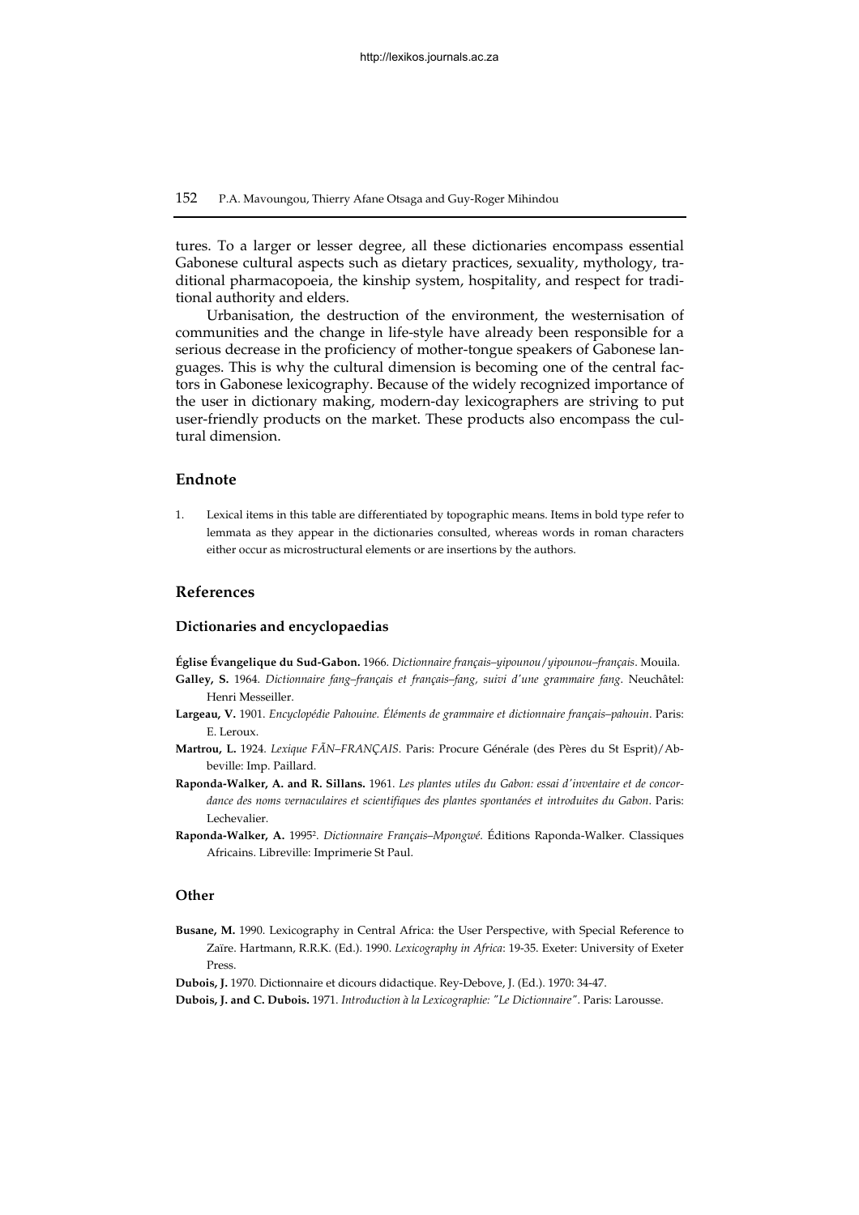tures. To a larger or lesser degree, all these dictionaries encompass essential Gabonese cultural aspects such as dietary practices, sexuality, mythology, traditional pharmacopoeia, the kinship system, hospitality, and respect for traditional authority and elders.

Urbanisation, the destruction of the environment, the westernisation of communities and the change in life-style have already been responsible for a serious decrease in the proficiency of mother-tongue speakers of Gabonese languages. This is why the cultural dimension is becoming one of the central factors in Gabonese lexicography. Because of the widely recognized importance of the user in dictionary making, modern-day lexicographers are striving to put user-friendly products on the market. These products also encompass the cultural dimension.

## Endnote

1. Lexical items in this table are differentiated by topographic means. Items in bold type refer to lemmata as they appear in the dictionaries consulted, whereas words in roman characters either occur as microstructural elements or are insertions by the authors.

## References

### Dictionaries and encyclopaedias

**Église Évangelique du Sud-Gabon.** 1966. *Dictionnaire français–yipounou/yipounou–français*. Mouila.

**Galley, S.** 1964. *Dictionnaire fang–français et français–fang, suivi d'une grammaire fang*. Neuchâtel: Henri Messeiller.

**Largeau, V.** 1901. *Encyclopédie Pahouine. Éléments de grammaire et dictionnaire français–pahouin*. Paris: E. Leroux.

**Martrou, L.** 1924. *Lexique FÃN–FRANÇAIS*. Paris: Procure Générale (des Pères du St Esprit)/Abbeville: Imp. Paillard.

**Raponda-Walker, A. and R. Sillans.** 1961. *Les plantes utiles du Gabon: essai d'inventaire et de concordance des noms vernaculaires et scientifiques des plantes spontanées et introduites du Gabon*. Paris: Lechevalier.

**Raponda-Walker, A.** 1995[2]. *Dictionnaire Français–Mpongwé*. Éditions Raponda-Walker. Classiques Africains. Libreville: Imprimerie St Paul.

### Other

**Busane, M.** 1990. Lexicography in Central Africa: the User Perspective, with Special Reference to Zaïre. Hartmann, R.R.K. (Ed.). 1990. *Lexicography in Africa*: 19-35. Exeter: University of Exeter Press.

**Dubois, J.** 1970. Dictionnaire et dicours didactique. Rey-Debove, J. (Ed.). 1970: 34-47.

**Dubois, J. and C. Dubois.** 1971. *Introduction à la Lexicographie: "Le Dictionnaire"*. Paris: Larousse.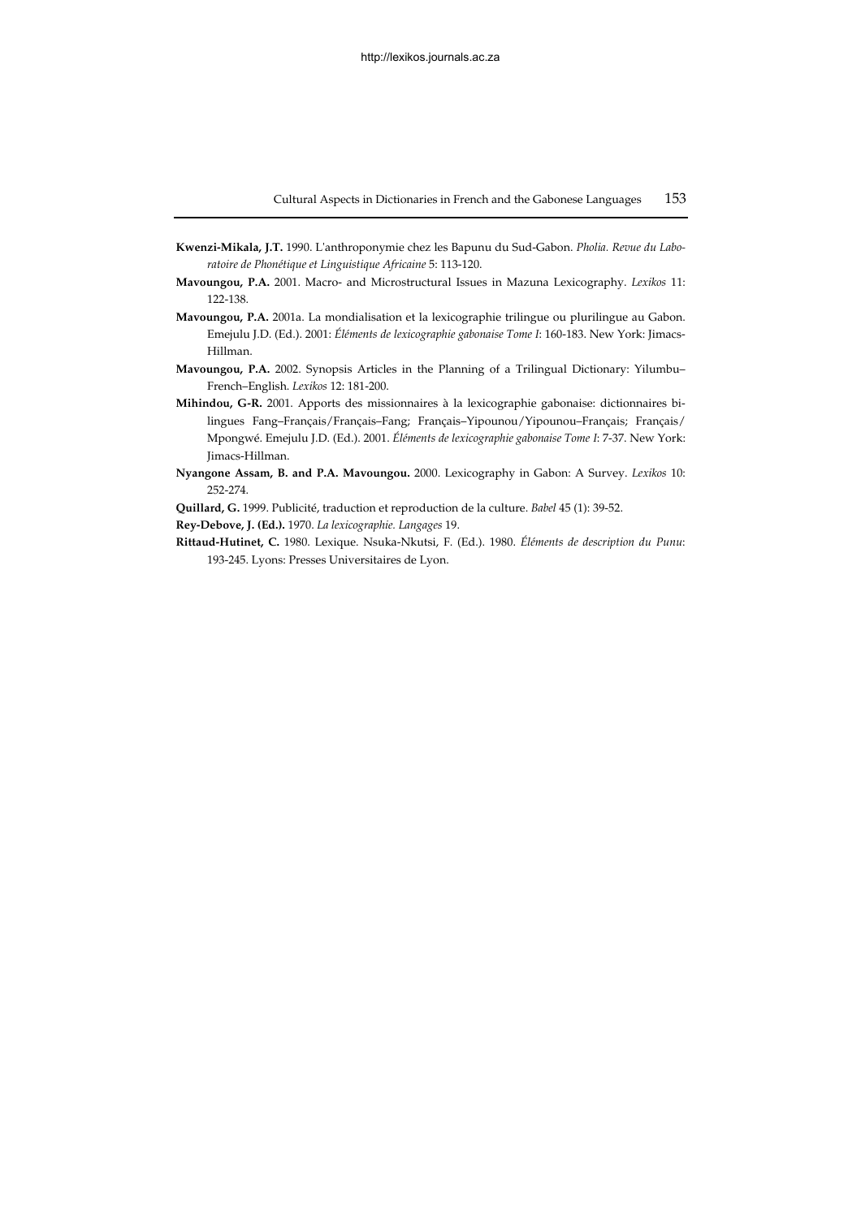**Kwenzi-Mikala, J.T.** 1990. L'anthroponymie chez les Bapunu du Sud-Gabon. *Pholia. Revue du Laboratoire de Phonétique et Linguistique Africaine* 5: 113-120.

**Mavoungou, P.A.** 2001. Macro- and Microstructural Issues in Mazuna Lexicography. *Lexikos* 11: 122-138.

**Mavoungou, P.A.** 2001a. La mondialisation et la lexicographie trilingue ou plurilingue au Gabon. Emejulu J.D. (Ed.). 2001: *Éléments de lexicographie gabonaise Tome I*: 160-183. New York: Jimacs-Hillman.

**Mavoungou, P.A.** 2002. Synopsis Articles in the Planning of a Trilingual Dictionary: Yilumbu–French–English. *Lexikos* 12: 181-200.

**Mihindou, G-R.** 2001. Apports des missionnaires à la lexicographie gabonaise: dictionnaires bilingues Fang–Français/Français–Fang; Français–Yipounou/Yipounou–Français; Français/Mpongwé. Emejulu J.D. (Ed.). 2001. *Éléments de lexicographie gabonaise Tome I*: 7-37. New York: Jimacs-Hillman.

**Nyangone Assam, B. and P.A. Mavoungou.** 2000. Lexicography in Gabon: A Survey. *Lexikos* 10: 252-274.

**Quillard, G.** 1999. Publicité, traduction et reproduction de la culture. *Babel* 45 (1): 39-52.

**Rey-Debove, J. (Ed.).** 1970. *La lexicographie. Langages* 19.

**Rittaud-Hutinet, C.** 1980. Lexique. Nsuka-Nkutsi, F. (Ed.). 1980. *Éléments de description du Punu*: 193-245. Lyons: Presses Universitaires de Lyon.